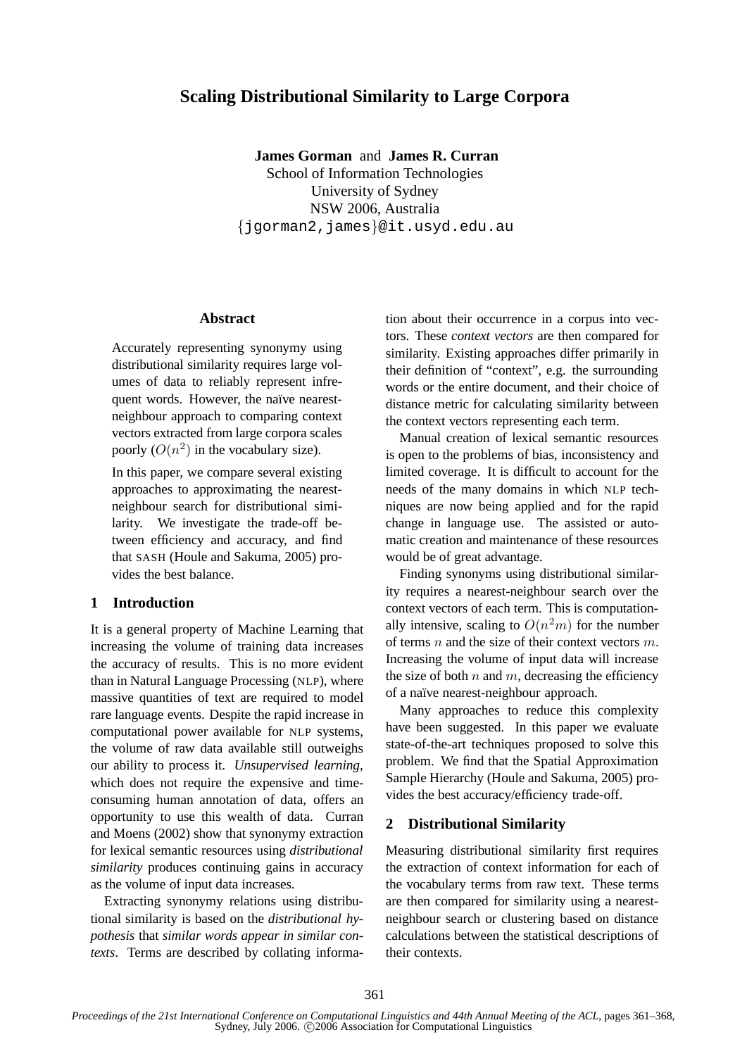# Scaling Distributional Similarity to Large Corpora

**James Gorman** and **James R. Curran**
School of Information Technologies
University of Sydney
NSW 2006, Australia
{jgorman2,james}@it.usyd.edu.au

## Abstract

Accurately representing synonymy using distributional similarity requires large volumes of data to reliably represent infrequent words. However, the naïve nearest-neighbour approach to comparing context vectors extracted from large corpora scales poorly ($O(n^2)$ in the vocabulary size).

In this paper, we compare several existing approaches to approximating the nearest-neighbour search for distributional similarity. We investigate the trade-off between efficiency and accuracy, and find that SASH (Houle and Sakuma, 2005) provides the best balance.

## 1 Introduction

It is a general property of Machine Learning that increasing the volume of training data increases the accuracy of results. This is no more evident than in Natural Language Processing (NLP), where massive quantities of text are required to model rare language events. Despite the rapid increase in computational power available for NLP systems, the volume of raw data available still outweighs our ability to process it. *Unsupervised learning*, which does not require the expensive and time-consuming human annotation of data, offers an opportunity to use this wealth of data. Curran and Moens (2002) show that synonymy extraction for lexical semantic resources using *distributional similarity* produces continuing gains in accuracy as the volume of input data increases.

Extracting synonymy relations using distributional similarity is based on the *distributional hypothesis* that *similar words appear in similar contexts*. Terms are described by collating information about their occurrence in a corpus into vectors. These *context vectors* are then compared for similarity. Existing approaches differ primarily in their definition of "context", e.g. the surrounding words or the entire document, and their choice of distance metric for calculating similarity between the context vectors representing each term.

Manual creation of lexical semantic resources is open to the problems of bias, inconsistency and limited coverage. It is difficult to account for the needs of the many domains in which NLP techniques are now being applied and for the rapid change in language use. The assisted or automatic creation and maintenance of these resources would be of great advantage.

Finding synonyms using distributional similarity requires a nearest-neighbour search over the context vectors of each term. This is computationally intensive, scaling to $O(n^2m)$ for the number of terms $n$ and the size of their context vectors $m$. Increasing the volume of input data will increase the size of both $n$ and $m$, decreasing the efficiency of a naïve nearest-neighbour approach.

Many approaches to reduce this complexity have been suggested. In this paper we evaluate state-of-the-art techniques proposed to solve this problem. We find that the Spatial Approximation Sample Hierarchy (Houle and Sakuma, 2005) provides the best accuracy/efficiency trade-off.

## 2 Distributional Similarity

Measuring distributional similarity first requires the extraction of context information for each of the vocabulary terms from raw text. These terms are then compared for similarity using a nearest-neighbour search or clustering based on distance calculations between the statistical descriptions of their contexts.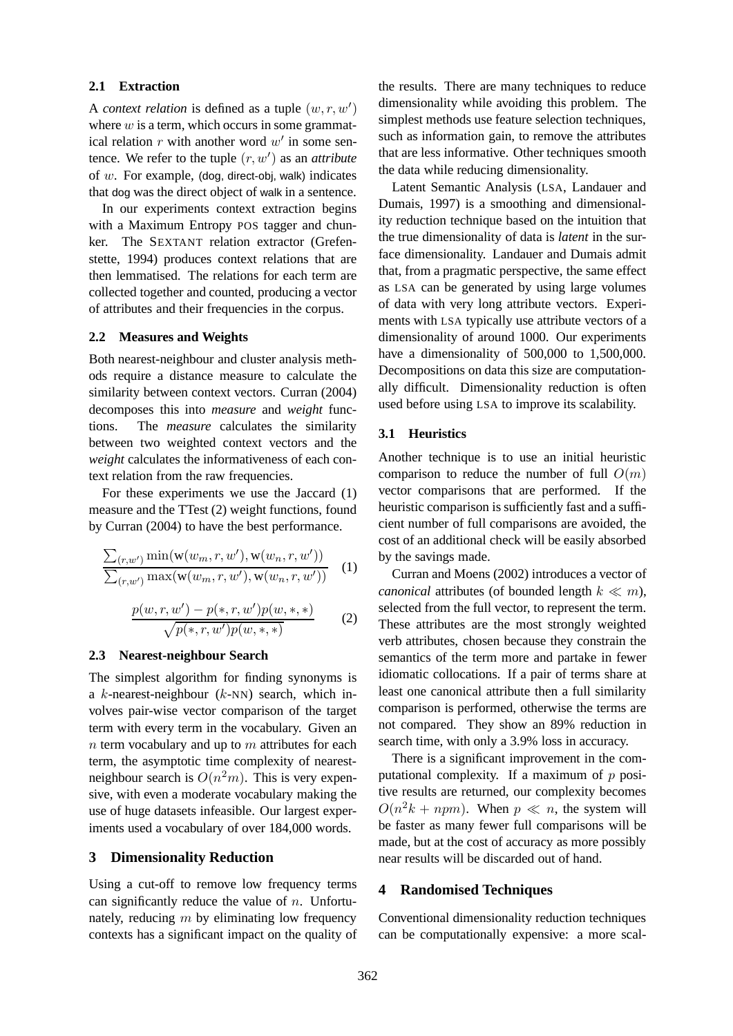### 2.1 Extraction

A *context relation* is defined as a tuple $(w, r, w')$ where $w$ is a term, which occurs in some grammatical relation $r$ with another word $w'$ in some sentence. We refer to the tuple $(r, w')$ as an *attribute* of $w$. For example, (dog, direct-obj, walk) indicates that dog was the direct object of walk in a sentence.

In our experiments context extraction begins with a Maximum Entropy POS tagger and chunker. The SEXTANT relation extractor (Grefenstette, 1994) produces context relations that are then lemmatised. The relations for each term are collected together and counted, producing a vector of attributes and their frequencies in the corpus.

### 2.2 Measures and Weights

Both nearest-neighbour and cluster analysis methods require a distance measure to calculate the similarity between context vectors. Curran (2004) decomposes this into *measure* and *weight* functions. The *measure* calculates the similarity between two weighted context vectors and the *weight* calculates the informativeness of each context relation from the raw frequencies.

For these experiments we use the Jaccard (1) measure and the TTest (2) weight functions, found by Curran (2004) to have the best performance.

$$\frac{\sum_{(r,w')} \min(\mathrm{w}(w_m, r, w'), \mathrm{w}(w_n, r, w'))}{\sum_{(r,w')} \max(\mathrm{w}(w_m, r, w'), \mathrm{w}(w_n, r, w'))} \quad (1)$$

$$\frac{p(w, r, w') - p(*, r, w')p(w, *, *)}{\sqrt{p(*, r, w')p(w, *, *)}} \quad (2)$$

### 2.3 Nearest-neighbour Search

The simplest algorithm for finding synonyms is a $k$-nearest-neighbour ($k$-NN) search, which involves pair-wise vector comparison of the target term with every term in the vocabulary. Given an $n$ term vocabulary and up to $m$ attributes for each term, the asymptotic time complexity of nearest-neighbour search is $O(n^2 m)$. This is very expensive, with even a moderate vocabulary making the use of huge datasets infeasible. Our largest experiments used a vocabulary of over 184,000 words.

## 3 Dimensionality Reduction

Using a cut-off to remove low frequency terms can significantly reduce the value of $n$. Unfortunately, reducing $m$ by eliminating low frequency contexts has a significant impact on the quality of the results. There are many techniques to reduce dimensionality while avoiding this problem. The simplest methods use feature selection techniques, such as information gain, to remove the attributes that are less informative. Other techniques smooth the data while reducing dimensionality.

Latent Semantic Analysis (LSA, Landauer and Dumais, 1997) is a smoothing and dimensionality reduction technique based on the intuition that the true dimensionality of data is *latent* in the surface dimensionality. Landauer and Dumais admit that, from a pragmatic perspective, the same effect as LSA can be generated by using large volumes of data with very long attribute vectors. Experiments with LSA typically use attribute vectors of a dimensionality of around 1000. Our experiments have a dimensionality of 500,000 to 1,500,000. Decompositions on data this size are computationally difficult. Dimensionality reduction is often used before using LSA to improve its scalability.

### 3.1 Heuristics

Another technique is to use an initial heuristic comparison to reduce the number of full $O(m)$ vector comparisons that are performed. If the heuristic comparison is sufficiently fast and a sufficient number of full comparisons are avoided, the cost of an additional check will be easily absorbed by the savings made.

Curran and Moens (2002) introduces a vector of *canonical* attributes (of bounded length $k \ll m$), selected from the full vector, to represent the term. These attributes are the most strongly weighted verb attributes, chosen because they constrain the semantics of the term more and partake in fewer idiomatic collocations. If a pair of terms share at least one canonical attribute then a full similarity comparison is performed, otherwise the terms are not compared. They show an 89% reduction in search time, with only a 3.9% loss in accuracy.

There is a significant improvement in the computational complexity. If a maximum of $p$ positive results are returned, our complexity becomes $O(n^2 k + npm)$. When $p \ll n$, the system will be faster as many fewer full comparisons will be made, but at the cost of accuracy as more possibly near results will be discarded out of hand.

## 4 Randomised Techniques

Conventional dimensionality reduction techniques can be computationally expensive: a more scal-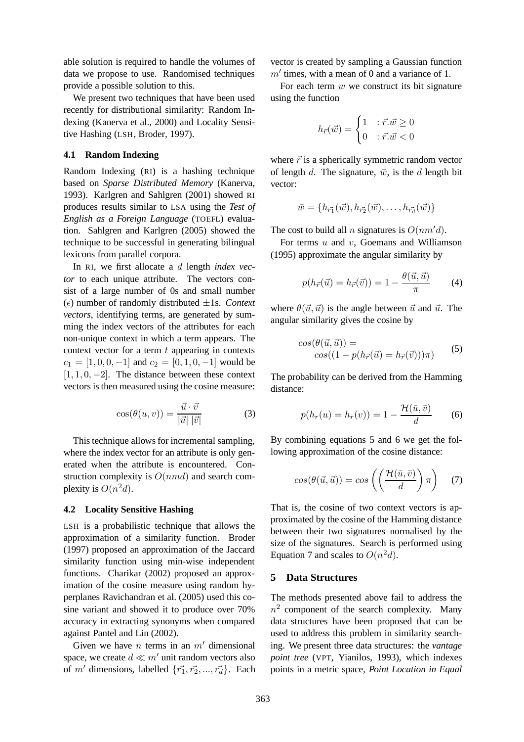able solution is required to handle the volumes of data we propose to use. Randomised techniques provide a possible solution to this.

We present two techniques that have been used recently for distributional similarity: Random Indexing (Kanerva et al., 2000) and Locality Sensitive Hashing (LSH, Broder, 1997).

### 4.1 Random Indexing

Random Indexing (RI) is a hashing technique based on *Sparse Distributed Memory* (Kanerva, 1993). Karlgren and Sahlgren (2001) showed RI produces results similar to LSA using the *Test of English as a Foreign Language* (TOEFL) evaluation. Sahlgren and Karlgren (2005) showed the technique to be successful in generating bilingual lexicons from parallel corpora.

In RI, we first allocate a $d$ length *index vector* to each unique attribute. The vectors consist of a large number of 0s and small number ($\epsilon$) number of randomly distributed $\pm$1s. *Context vectors*, identifying terms, are generated by summing the index vectors of the attributes for each non-unique context in which a term appears. The context vector for a term $t$ appearing in contexts $c_1 = [1, 0, 0, -1]$ and $c_2 = [0, 1, 0, -1]$ would be $[1, 1, 0, -2]$. The distance between these context vectors is then measured using the cosine measure:

$$\cos(\theta(u, v)) = \frac{\vec{u} \cdot \vec{v}}{|\vec{u}|\ |\vec{v}|} \tag{3}$$

This technique allows for incremental sampling, where the index vector for an attribute is only generated when the attribute is encountered. Construction complexity is $O(nmd)$ and search complexity is $O(n^2 d)$.

### 4.2 Locality Sensitive Hashing

LSH is a probabilistic technique that allows the approximation of a similarity function. Broder (1997) proposed an approximation of the Jaccard similarity function using min-wise independent functions. Charikar (2002) proposed an approximation of the cosine measure using random hyperplanes Ravichandran et al. (2005) used this cosine variant and showed it to produce over 70% accuracy in extracting synonyms when compared against Pantel and Lin (2002).

Given we have $n$ terms in an $m'$ dimensional space, we create $d \ll m'$ unit random vectors also of $m'$ dimensions, labelled $\{\vec{r_1}, \vec{r_2}, ..., \vec{r_d}\}$. Each vector is created by sampling a Gaussian function $m'$ times, with a mean of 0 and a variance of 1.

For each term $w$ we construct its bit signature using the function

$$h_{\vec{r}}(\vec{w}) = \begin{cases} 1 & : \vec{r}.\vec{w} \geq 0 \\ 0 & : \vec{r}.\vec{w} < 0 \end{cases}$$

where $\vec{r}$ is a spherically symmetric random vector of length $d$. The signature, $\bar{w}$, is the $d$ length bit vector:

$$\bar{w} = \{h_{\vec{r_1}}(\vec{w}), h_{\vec{r_2}}(\vec{w}), \ldots, h_{\vec{r_d}}(\vec{w})\}$$

The cost to build all $n$ signatures is $O(nm'd)$.

For terms $u$ and $v$, Goemans and Williamson (1995) approximate the angular similarity by

$$p(h_{\vec{r}}(\vec{u}) = h_{\vec{r}}(\vec{v})) = 1 - \frac{\theta(\vec{u}, \vec{u})}{\pi} \tag{4}$$

where $\theta(\vec{u}, \vec{u})$ is the angle between $\vec{u}$ and $\vec{u}$. The angular similarity gives the cosine by

$$\begin{aligned} &cos(\theta(\vec{u}, \vec{u})) = \\ &\quad cos((1 - p(h_{\vec{r}}(\vec{u}) = h_{\vec{r}}(\vec{v})))\pi) \end{aligned} \tag{5}$$

The probability can be derived from the Hamming distance:

$$p(h_r(u) = h_r(v)) = 1 - \frac{\mathcal{H}(\bar{u}, \bar{v})}{d} \tag{6}$$

By combining equations 5 and 6 we get the following approximation of the cosine distance:

$$cos(\theta(\vec{u}, \vec{u})) = cos\left(\left(\frac{\mathcal{H}(\bar{u}, \bar{v})}{d}\right)\pi\right) \tag{7}$$

That is, the cosine of two context vectors is approximated by the cosine of the Hamming distance between their two signatures normalised by the size of the signatures. Search is performed using Equation 7 and scales to $O(n^2 d)$.

## 5 Data Structures

The methods presented above fail to address the $n^2$ component of the search complexity. Many data structures have been proposed that can be used to address this problem in similarity searching. We present three data structures: the *vantage point tree* (VPT, Yianilos, 1993), which indexes points in a metric space, *Point Location in Equal*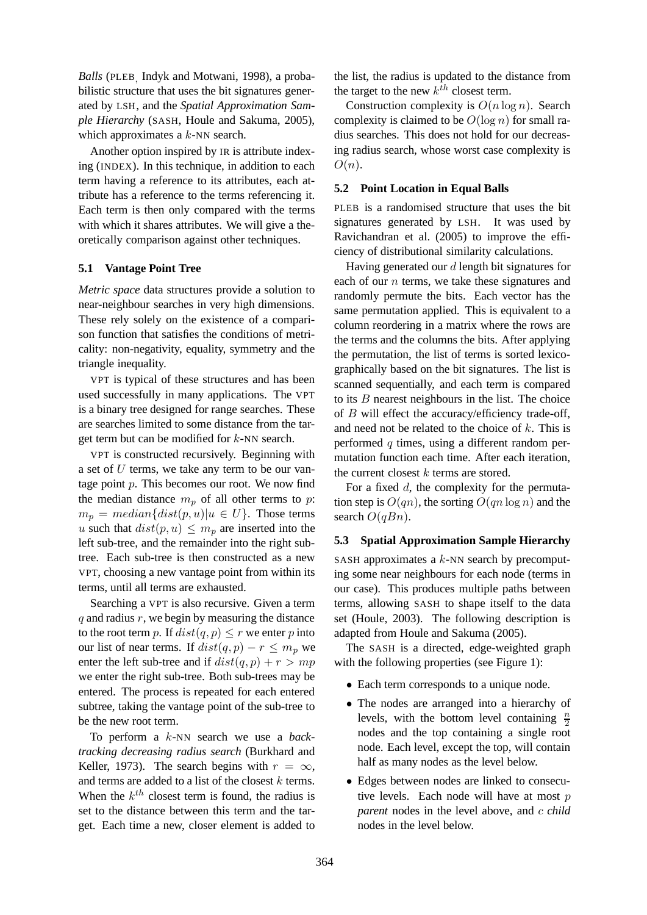*Balls* (PLEB, Indyk and Motwani, 1998), a probabilistic structure that uses the bit signatures generated by LSH, and the *Spatial Approximation Sample Hierarchy* (SASH, Houle and Sakuma, 2005), which approximates a $k$-NN search.

Another option inspired by IR is attribute indexing (INDEX). In this technique, in addition to each term having a reference to its attributes, each attribute has a reference to the terms referencing it. Each term is then only compared with the terms with which it shares attributes. We will give a theoretically comparison against other techniques.

### 5.1 Vantage Point Tree

*Metric space* data structures provide a solution to near-neighbour searches in very high dimensions. These rely solely on the existence of a comparison function that satisfies the conditions of metricality: non-negativity, equality, symmetry and the triangle inequality.

VPT is typical of these structures and has been used successfully in many applications. The VPT is a binary tree designed for range searches. These are searches limited to some distance from the target term but can be modified for $k$-NN search.

VPT is constructed recursively. Beginning with a set of $U$ terms, we take any term to be our vantage point $p$. This becomes our root. We now find the median distance $m_p$ of all other terms to $p$: $m_p = median\{dist(p, u)|u \in U\}$. Those terms $u$ such that $dist(p, u) \leq m_p$ are inserted into the left sub-tree, and the remainder into the right subtree. Each sub-tree is then constructed as a new VPT, choosing a new vantage point from within its terms, until all terms are exhausted.

Searching a VPT is also recursive. Given a term $q$ and radius $r$, we begin by measuring the distance to the root term $p$. If $dist(q, p) \leq r$ we enter $p$ into our list of near terms. If $dist(q, p) - r \leq m_p$ we enter the left sub-tree and if $dist(q, p) + r > mp$ we enter the right sub-tree. Both sub-trees may be entered. The process is repeated for each entered subtree, taking the vantage point of the sub-tree to be the new root term.

To perform a $k$-NN search we use a *backtracking decreasing radius search* (Burkhard and Keller, 1973). The search begins with $r = \infty$, and terms are added to a list of the closest $k$ terms. When the $k^{th}$ closest term is found, the radius is set to the distance between this term and the target. Each time a new, closer element is added to the list, the radius is updated to the distance from the target to the new $k^{th}$ closest term.

Construction complexity is $O(n \log n)$. Search complexity is claimed to be $O(\log n)$ for small radius searches. This does not hold for our decreasing radius search, whose worst case complexity is $O(n)$.

### 5.2 Point Location in Equal Balls

PLEB is a randomised structure that uses the bit signatures generated by LSH. It was used by Ravichandran et al. (2005) to improve the efficiency of distributional similarity calculations.

Having generated our $d$ length bit signatures for each of our $n$ terms, we take these signatures and randomly permute the bits. Each vector has the same permutation applied. This is equivalent to a column reordering in a matrix where the rows are the terms and the columns the bits. After applying the permutation, the list of terms is sorted lexicographically based on the bit signatures. The list is scanned sequentially, and each term is compared to its $B$ nearest neighbours in the list. The choice of $B$ will effect the accuracy/efficiency trade-off, and need not be related to the choice of $k$. This is performed $q$ times, using a different random permutation function each time. After each iteration, the current closest $k$ terms are stored.

For a fixed $d$, the complexity for the permutation step is $O(qn)$, the sorting $O(qn \log n)$ and the search $O(qBn)$.

### 5.3 Spatial Approximation Sample Hierarchy

SASH approximates a $k$-NN search by precomputing some near neighbours for each node (terms in our case). This produces multiple paths between terms, allowing SASH to shape itself to the data set (Houle, 2003). The following description is adapted from Houle and Sakuma (2005).

The SASH is a directed, edge-weighted graph with the following properties (see Figure 1):

- Each term corresponds to a unique node.
- The nodes are arranged into a hierarchy of levels, with the bottom level containing $\frac{n}{2}$ nodes and the top containing a single root node. Each level, except the top, will contain half as many nodes as the level below.
- Edges between nodes are linked to consecutive levels. Each node will have at most $p$ *parent* nodes in the level above, and $c$ *child* nodes in the level below.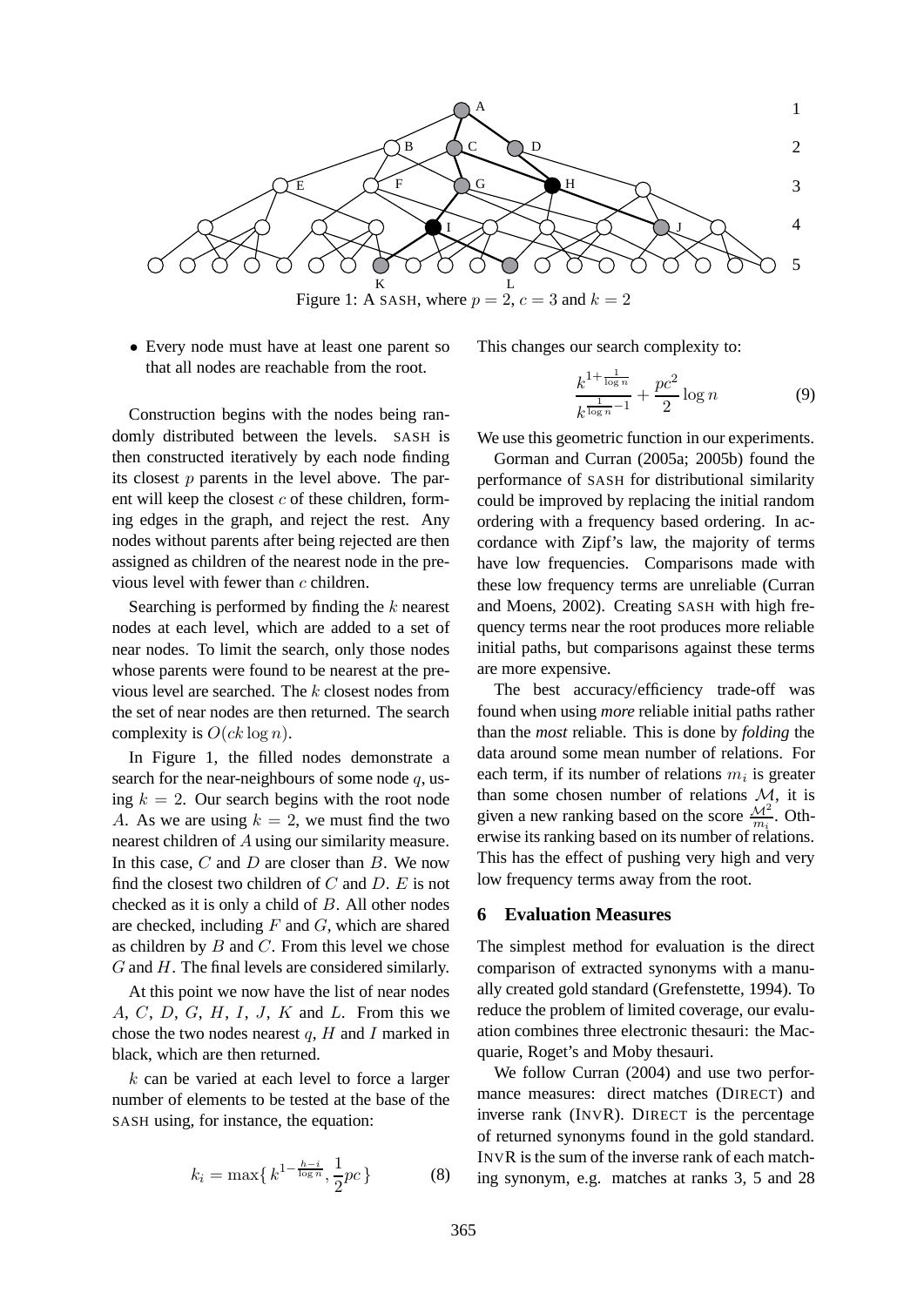Figure 1: A SASH, where $p = 2$, $c = 3$ and $k = 2$

- Every node must have at least one parent so that all nodes are reachable from the root.

Construction begins with the nodes being randomly distributed between the levels. SASH is then constructed iteratively by each node finding its closest $p$ parents in the level above. The parent will keep the closest $c$ of these children, forming edges in the graph, and reject the rest. Any nodes without parents after being rejected are then assigned as children of the nearest node in the previous level with fewer than $c$ children.

Searching is performed by finding the $k$ nearest nodes at each level, which are added to a set of near nodes. To limit the search, only those nodes whose parents were found to be nearest at the previous level are searched. The $k$ closest nodes from the set of near nodes are then returned. The search complexity is $O(ck \log n)$.

In Figure 1, the filled nodes demonstrate a search for the near-neighbours of some node $q$, using $k = 2$. Our search begins with the root node $A$. As we are using $k = 2$, we must find the two nearest children of $A$ using our similarity measure. In this case, $C$ and $D$ are closer than $B$. We now find the closest two children of $C$ and $D$. $E$ is not checked as it is only a child of $B$. All other nodes are checked, including $F$ and $G$, which are shared as children by $B$ and $C$. From this level we chose $G$ and $H$. The final levels are considered similarly.

At this point we now have the list of near nodes $A$, $C$, $D$, $G$, $H$, $I$, $J$, $K$ and $L$. From this we chose the two nodes nearest $q$, $H$ and $I$ marked in black, which are then returned.

$k$ can be varied at each level to force a larger number of elements to be tested at the base of the SASH using, for instance, the equation:

$$k_i = \max\{\, k^{1-\frac{h-i}{\log n}}, \frac{1}{2}pc \,\} \tag{8}$$

This changes our search complexity to:

$$\frac{k^{1+\frac{1}{\log n}}}{k^{\frac{1}{\log n}-1}} + \frac{pc^2}{2}\log n \tag{9}$$

We use this geometric function in our experiments.

Gorman and Curran (2005a; 2005b) found the performance of SASH for distributional similarity could be improved by replacing the initial random ordering with a frequency based ordering. In accordance with Zipf's law, the majority of terms have low frequencies. Comparisons made with these low frequency terms are unreliable (Curran and Moens, 2002). Creating SASH with high frequency terms near the root produces more reliable initial paths, but comparisons against these terms are more expensive.

The best accuracy/efficiency trade-off was found when using *more* reliable initial paths rather than the *most* reliable. This is done by *folding* the data around some mean number of relations. For each term, if its number of relations $m_i$ is greater than some chosen number of relations $\mathcal{M}$, it is given a new ranking based on the score $\frac{\mathcal{M}^2}{m_i}$. Otherwise its ranking based on its number of relations. This has the effect of pushing very high and very low frequency terms away from the root.

## 6 Evaluation Measures

The simplest method for evaluation is the direct comparison of extracted synonyms with a manually created gold standard (Grefenstette, 1994). To reduce the problem of limited coverage, our evaluation combines three electronic thesauri: the Macquarie, Roget's and Moby thesauri.

We follow Curran (2004) and use two performance measures: direct matches (DIRECT) and inverse rank (INVR). DIRECT is the percentage of returned synonyms found in the gold standard. INVR is the sum of the inverse rank of each matching synonym, e.g. matches at ranks 3, 5 and 28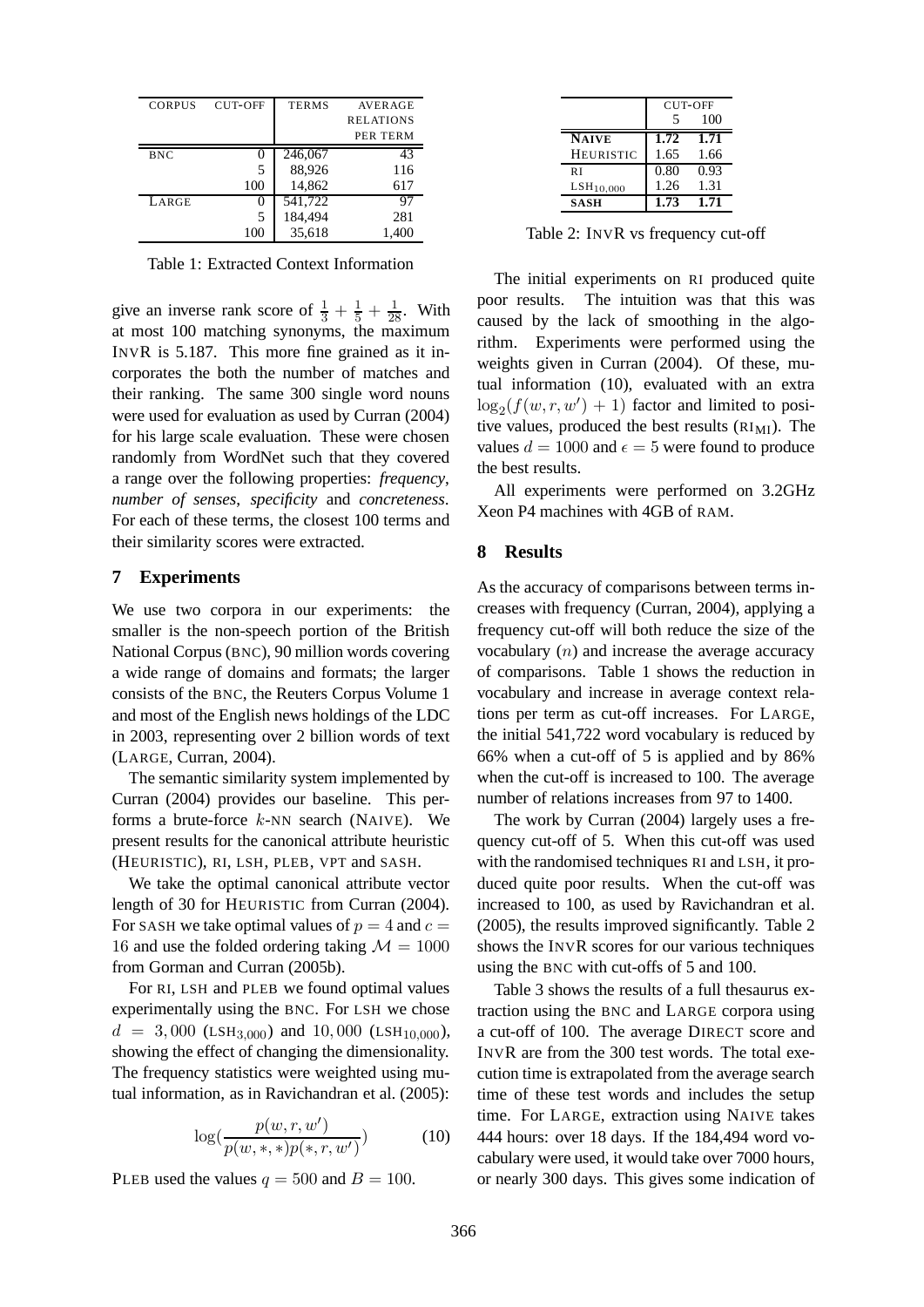| CORPUS | CUT-OFF | TERMS | AVERAGE RELATIONS PER TERM |
|---|---|---|---|
| BNC | 0 | 246,067 | 43 |
| | 5 | 88,926 | 116 |
| | 100 | 14,862 | 617 |
| LARGE | 0 | 541,722 | 97 |
| | 5 | 184,494 | 281 |
| | 100 | 35,618 | 1,400 |

Table 1: Extracted Context Information

give an inverse rank score of $\frac{1}{3} + \frac{1}{5} + \frac{1}{28}$. With at most 100 matching synonyms, the maximum INVR is 5.187. This more fine grained as it incorporates the both the number of matches and their ranking. The same 300 single word nouns were used for evaluation as used by Curran (2004) for his large scale evaluation. These were chosen randomly from WordNet such that they covered a range over the following properties: *frequency*, *number of senses*, *specificity* and *concreteness*. For each of these terms, the closest 100 terms and their similarity scores were extracted.

## 7 Experiments

We use two corpora in our experiments: the smaller is the non-speech portion of the British National Corpus (BNC), 90 million words covering a wide range of domains and formats; the larger consists of the BNC, the Reuters Corpus Volume 1 and most of the English news holdings of the LDC in 2003, representing over 2 billion words of text (LARGE, Curran, 2004).

The semantic similarity system implemented by Curran (2004) provides our baseline. This performs a brute-force $k$-NN search (NAIVE). We present results for the canonical attribute heuristic (HEURISTIC), RI, LSH, PLEB, VPT and SASH.

We take the optimal canonical attribute vector length of 30 for HEURISTIC from Curran (2004). For SASH we take optimal values of $p = 4$ and $c = 16$ and use the folded ordering taking $\mathcal{M} = 1000$ from Gorman and Curran (2005b).

For RI, LSH and PLEB we found optimal values experimentally using the BNC. For LSH we chose $d = 3,000$ ($\text{LSH}_{3,000}$) and $10,000$ ($\text{LSH}_{10,000}$), showing the effect of changing the dimensionality. The frequency statistics were weighted using mutual information, as in Ravichandran et al. (2005):

$$\log(\frac{p(w, r, w')}{p(w, *, *)p(*, r, w')}) \qquad (10)$$

PLEB used the values $q = 500$ and $B = 100$.

| | CUT-OFF | |
|---|---|---|
| | 5 | 100 |
| **NAIVE** | **1.72** | **1.71** |
| HEURISTIC | 1.65 | 1.66 |
| RI | 0.80 | 0.93 |
| $\text{LSH}_{10,000}$ | 1.26 | 1.31 |
| **SASH** | **1.73** | **1.71** |

Table 2: INVR vs frequency cut-off

The initial experiments on RI produced quite poor results. The intuition was that this was caused by the lack of smoothing in the algorithm. Experiments were performed using the weights given in Curran (2004). Of these, mutual information (10), evaluated with an extra $\log_2(f(w, r, w') + 1)$ factor and limited to positive values, produced the best results ($\text{RI}_{\text{MI}}$). The values $d = 1000$ and $\epsilon = 5$ were found to produce the best results.

All experiments were performed on 3.2GHz Xeon P4 machines with 4GB of RAM.

## 8 Results

As the accuracy of comparisons between terms increases with frequency (Curran, 2004), applying a frequency cut-off will both reduce the size of the vocabulary ($n$) and increase the average accuracy of comparisons. Table 1 shows the reduction in vocabulary and increase in average context relations per term as cut-off increases. For LARGE, the initial 541,722 word vocabulary is reduced by 66% when a cut-off of 5 is applied and by 86% when the cut-off is increased to 100. The average number of relations increases from 97 to 1400.

The work by Curran (2004) largely uses a frequency cut-off of 5. When this cut-off was used with the randomised techniques RI and LSH, it produced quite poor results. When the cut-off was increased to 100, as used by Ravichandran et al. (2005), the results improved significantly. Table 2 shows the INVR scores for our various techniques using the BNC with cut-offs of 5 and 100.

Table 3 shows the results of a full thesaurus extraction using the BNC and LARGE corpora using a cut-off of 100. The average DIRECT score and INVR are from the 300 test words. The total execution time is extrapolated from the average search time of these test words and includes the setup time. For LARGE, extraction using NAIVE takes 444 hours: over 18 days. If the 184,494 word vocabulary were used, it would take over 7000 hours, or nearly 300 days. This gives some indication of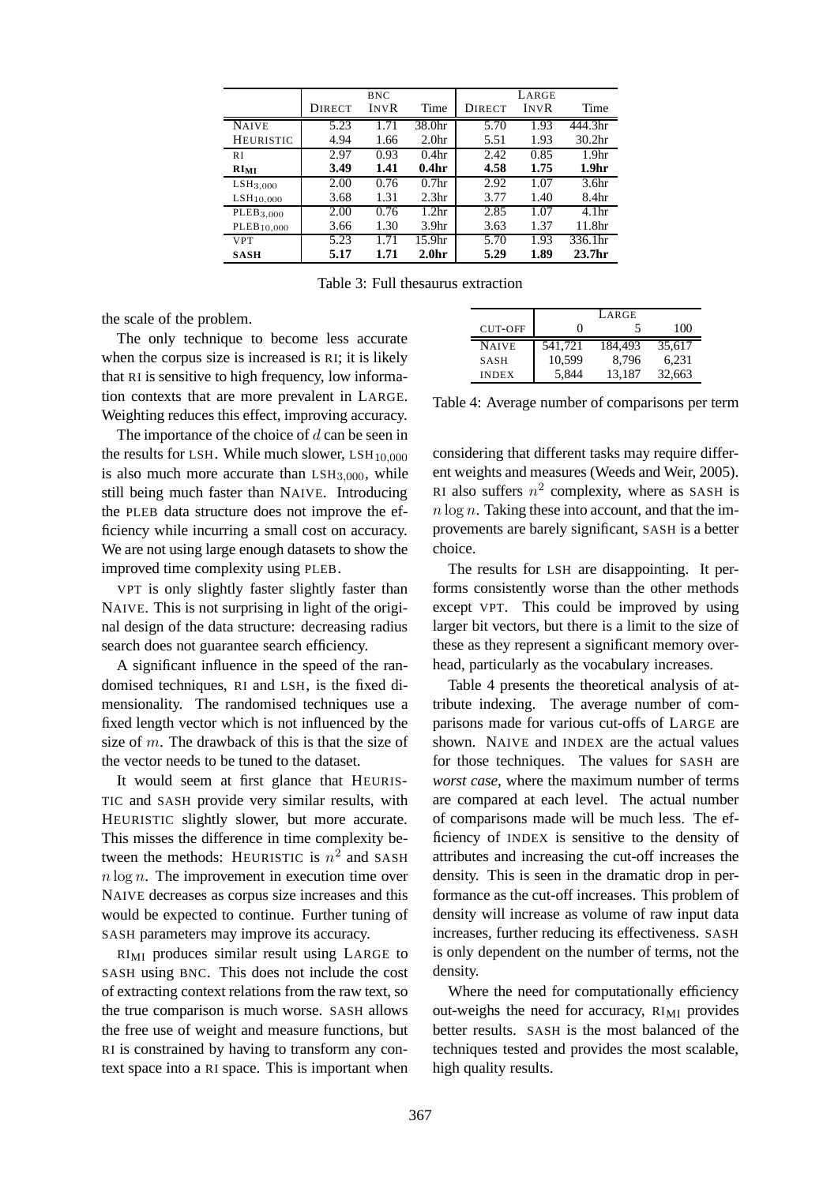| | BNC | | | LARGE | | |
|---|---|---|---|---|---|---|
| | DIRECT | INVR | Time | DIRECT | INVR | Time |
| NAIVE | 5.23 | 1.71 | 38.0hr | 5.70 | 1.93 | 444.3hr |
| HEURISTIC | 4.94 | 1.66 | 2.0hr | 5.51 | 1.93 | 30.2hr |
| RI | 2.97 | 0.93 | 0.4hr | 2.42 | 0.85 | 1.9hr |
| **$\text{RI}_{\text{MI}}$** | **3.49** | **1.41** | **0.4hr** | **4.58** | **1.75** | **1.9hr** |
| $\text{LSH}_{3,000}$ | 2.00 | 0.76 | 0.7hr | 2.92 | 1.07 | 3.6hr |
| $\text{LSH}_{10,000}$ | 3.68 | 1.31 | 2.3hr | 3.77 | 1.40 | 8.4hr |
| $\text{PLEB}_{3,000}$ | 2.00 | 0.76 | 1.2hr | 2.85 | 1.07 | 4.1hr |
| $\text{PLEB}_{10,000}$ | 3.66 | 1.30 | 3.9hr | 3.63 | 1.37 | 11.8hr |
| VPT | 5.23 | 1.71 | 15.9hr | 5.70 | 1.93 | 336.1hr |
| **SASH** | **5.17** | **1.71** | **2.0hr** | **5.29** | **1.89** | **23.7hr** |

Table 3: Full thesaurus extraction

the scale of the problem.

The only technique to become less accurate when the corpus size is increased is RI; it is likely that RI is sensitive to high frequency, low information contexts that are more prevalent in LARGE. Weighting reduces this effect, improving accuracy.

The importance of the choice of $d$ can be seen in the results for LSH. While much slower, $\text{LSH}_{10,000}$ is also much more accurate than $\text{LSH}_{3,000}$, while still being much faster than NAIVE. Introducing the PLEB data structure does not improve the efficiency while incurring a small cost on accuracy. We are not using large enough datasets to show the improved time complexity using PLEB.

VPT is only slightly faster slightly faster than NAIVE. This is not surprising in light of the original design of the data structure: decreasing radius search does not guarantee search efficiency.

A significant influence in the speed of the randomised techniques, RI and LSH, is the fixed dimensionality. The randomised techniques use a fixed length vector which is not influenced by the size of $m$. The drawback of this is that the size of the vector needs to be tuned to the dataset.

It would seem at first glance that HEURISTIC and SASH provide very similar results, with HEURISTIC slightly slower, but more accurate. This misses the difference in time complexity between the methods: HEURISTIC is $n^2$ and SASH $n \log n$. The improvement in execution time over NAIVE decreases as corpus size increases and this would be expected to continue. Further tuning of SASH parameters may improve its accuracy.

$\text{RI}_{\text{MI}}$ produces similar result using LARGE to SASH using BNC. This does not include the cost of extracting context relations from the raw text, so the true comparison is much worse. SASH allows the free use of weight and measure functions, but RI is constrained by having to transform any context space into a RI space. This is important when considering that different tasks may require different weights and measures (Weeds and Weir, 2005). RI also suffers $n^2$ complexity, where as SASH is $n \log n$. Taking these into account, and that the improvements are barely significant, SASH is a better choice.

| | LARGE | | |
|---|---|---|---|
| CUT-OFF | 0 | 5 | 100 |
| NAIVE | 541,721 | 184,493 | 35,617 |
| SASH | 10,599 | 8,796 | 6,231 |
| INDEX | 5,844 | 13,187 | 32,663 |

Table 4: Average number of comparisons per term

The results for LSH are disappointing. It performs consistently worse than the other methods except VPT. This could be improved by using larger bit vectors, but there is a limit to the size of these as they represent a significant memory overhead, particularly as the vocabulary increases.

Table 4 presents the theoretical analysis of attribute indexing. The average number of comparisons made for various cut-offs of LARGE are shown. NAIVE and INDEX are the actual values for those techniques. The values for SASH are *worst case*, where the maximum number of terms are compared at each level. The actual number of comparisons made will be much less. The efficiency of INDEX is sensitive to the density of attributes and increasing the cut-off increases the density. This is seen in the dramatic drop in performance as the cut-off increases. This problem of density will increase as volume of raw input data increases, further reducing its effectiveness. SASH is only dependent on the number of terms, not the density.

Where the need for computationally efficiency out-weighs the need for accuracy, $\text{RI}_{\text{MI}}$ provides better results. SASH is the most balanced of the techniques tested and provides the most scalable, high quality results.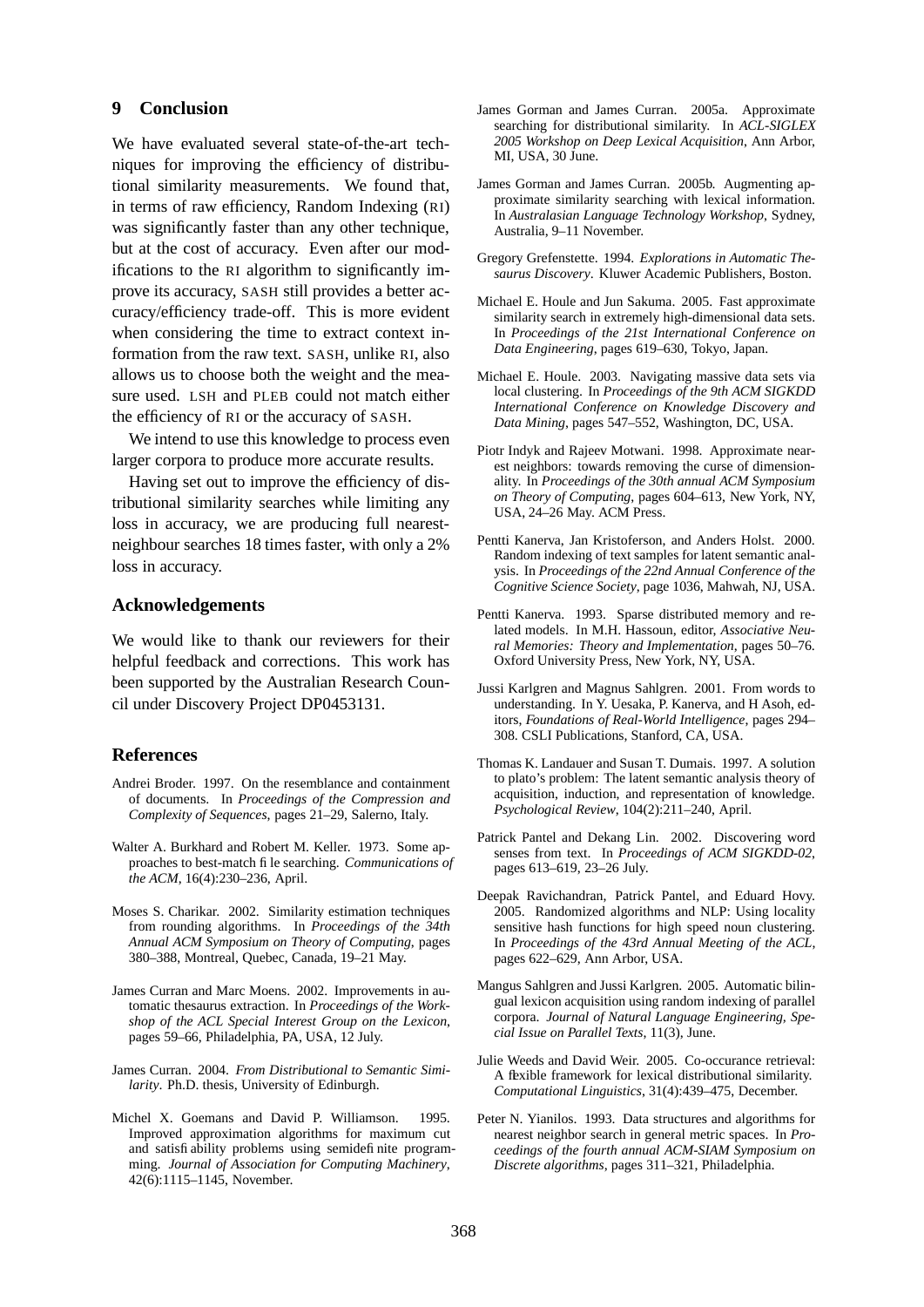## 9 Conclusion

We have evaluated several state-of-the-art techniques for improving the efficiency of distributional similarity measurements. We found that, in terms of raw efficiency, Random Indexing (RI) was significantly faster than any other technique, but at the cost of accuracy. Even after our modifications to the RI algorithm to significantly improve its accuracy, SASH still provides a better accuracy/efficiency trade-off. This is more evident when considering the time to extract context information from the raw text. SASH, unlike RI, also allows us to choose both the weight and the measure used. LSH and PLEB could not match either the efficiency of RI or the accuracy of SASH.

We intend to use this knowledge to process even larger corpora to produce more accurate results.

Having set out to improve the efficiency of distributional similarity searches while limiting any loss in accuracy, we are producing full nearest-neighbour searches 18 times faster, with only a 2% loss in accuracy.

## Acknowledgements

We would like to thank our reviewers for their helpful feedback and corrections. This work has been supported by the Australian Research Council under Discovery Project DP0453131.

## References

Andrei Broder. 1997. On the resemblance and containment of documents. In *Proceedings of the Compression and Complexity of Sequences*, pages 21–29, Salerno, Italy.

Walter A. Burkhard and Robert M. Keller. 1973. Some approaches to best-match file searching. *Communications of the ACM*, 16(4):230–236, April.

Moses S. Charikar. 2002. Similarity estimation techniques from rounding algorithms. In *Proceedings of the 34th Annual ACM Symposium on Theory of Computing*, pages 380–388, Montreal, Quebec, Canada, 19–21 May.

James Curran and Marc Moens. 2002. Improvements in automatic thesaurus extraction. In *Proceedings of the Workshop of the ACL Special Interest Group on the Lexicon*, pages 59–66, Philadelphia, PA, USA, 12 July.

James Curran. 2004. *From Distributional to Semantic Similarity*. Ph.D. thesis, University of Edinburgh.

Michel X. Goemans and David P. Williamson. 1995. Improved approximation algorithms for maximum cut and satisfiability problems using semidefinite programming. *Journal of Association for Computing Machinery*, 42(6):1115–1145, November.

James Gorman and James Curran. 2005a. Approximate searching for distributional similarity. In *ACL-SIGLEX 2005 Workshop on Deep Lexical Acquisition*, Ann Arbor, MI, USA, 30 June.

James Gorman and James Curran. 2005b. Augmenting approximate similarity searching with lexical information. In *Australasian Language Technology Workshop*, Sydney, Australia, 9–11 November.

Gregory Grefenstette. 1994. *Explorations in Automatic Thesaurus Discovery*. Kluwer Academic Publishers, Boston.

Michael E. Houle and Jun Sakuma. 2005. Fast approximate similarity search in extremely high-dimensional data sets. In *Proceedings of the 21st International Conference on Data Engineering*, pages 619–630, Tokyo, Japan.

Michael E. Houle. 2003. Navigating massive data sets via local clustering. In *Proceedings of the 9th ACM SIGKDD International Conference on Knowledge Discovery and Data Mining*, pages 547–552, Washington, DC, USA.

Piotr Indyk and Rajeev Motwani. 1998. Approximate nearest neighbors: towards removing the curse of dimensionality. In *Proceedings of the 30th annual ACM Symposium on Theory of Computing*, pages 604–613, New York, NY, USA, 24–26 May. ACM Press.

Pentti Kanerva, Jan Kristoferson, and Anders Holst. 2000. Random indexing of text samples for latent semantic analysis. In *Proceedings of the 22nd Annual Conference of the Cognitive Science Society*, page 1036, Mahwah, NJ, USA.

Pentti Kanerva. 1993. Sparse distributed memory and related models. In M.H. Hassoun, editor, *Associative Neural Memories: Theory and Implementation*, pages 50–76. Oxford University Press, New York, NY, USA.

Jussi Karlgren and Magnus Sahlgren. 2001. From words to understanding. In Y. Uesaka, P. Kanerva, and H Asoh, editors, *Foundations of Real-World Intelligence*, pages 294–308. CSLI Publications, Stanford, CA, USA.

Thomas K. Landauer and Susan T. Dumais. 1997. A solution to plato's problem: The latent semantic analysis theory of acquisition, induction, and representation of knowledge. *Psychological Review*, 104(2):211–240, April.

Patrick Pantel and Dekang Lin. 2002. Discovering word senses from text. In *Proceedings of ACM SIGKDD-02*, pages 613–619, 23–26 July.

Deepak Ravichandran, Patrick Pantel, and Eduard Hovy. 2005. Randomized algorithms and NLP: Using locality sensitive hash functions for high speed noun clustering. In *Proceedings of the 43rd Annual Meeting of the ACL*, pages 622–629, Ann Arbor, USA.

Mangus Sahlgren and Jussi Karlgren. 2005. Automatic bilingual lexicon acquisition using random indexing of parallel corpora. *Journal of Natural Language Engineering, Special Issue on Parallel Texts*, 11(3), June.

Julie Weeds and David Weir. 2005. Co-occurance retrieval: A flexible framework for lexical distributional similarity. *Computational Linguistics*, 31(4):439–475, December.

Peter N. Yianilos. 1993. Data structures and algorithms for nearest neighbor search in general metric spaces. In *Proceedings of the fourth annual ACM-SIAM Symposium on Discrete algorithms*, pages 311–321, Philadelphia.